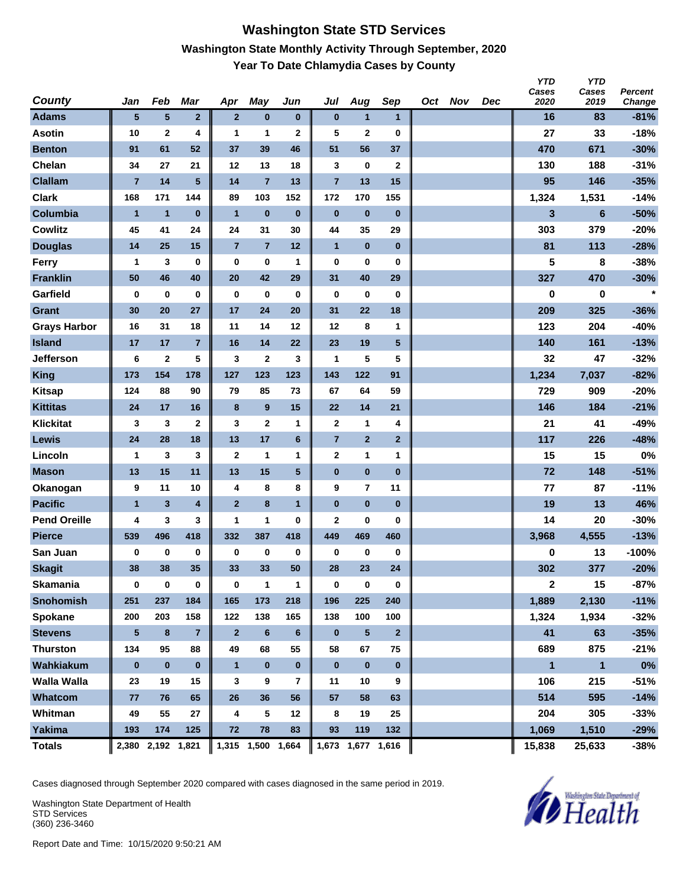# Washington State STD Services

## Washington State Monthly Activity Through September, 2020

### Year To Date Chlamydia Cases by County

| County | Jan | Feb | Mar | Apr | May | Jun | Jul | Aug | Sep | Oct | Nov | Dec | YTD Cases 2020 | YTD Cases 2019 | Percent Change |
|---|---|---|---|---|---|---|---|---|---|---|---|---|---|---|---|
| Adams | 5 | 5 | 2 | 2 | 0 | 0 | 0 | 1 | 1 | | | | 16 | 83 | -81% |
| Asotin | 10 | 2 | 4 | 1 | 1 | 2 | 5 | 2 | 0 | | | | 27 | 33 | -18% |
| Benton | 91 | 61 | 52 | 37 | 39 | 46 | 51 | 56 | 37 | | | | 470 | 671 | -30% |
| Chelan | 34 | 27 | 21 | 12 | 13 | 18 | 3 | 0 | 2 | | | | 130 | 188 | -31% |
| Clallam | 7 | 14 | 5 | 14 | 7 | 13 | 7 | 13 | 15 | | | | 95 | 146 | -35% |
| Clark | 168 | 171 | 144 | 89 | 103 | 152 | 172 | 170 | 155 | | | | 1,324 | 1,531 | -14% |
| Columbia | 1 | 1 | 0 | 1 | 0 | 0 | 0 | 0 | 0 | | | | 3 | 6 | -50% |
| Cowlitz | 45 | 41 | 24 | 24 | 31 | 30 | 44 | 35 | 29 | | | | 303 | 379 | -20% |
| Douglas | 14 | 25 | 15 | 7 | 7 | 12 | 1 | 0 | 0 | | | | 81 | 113 | -28% |
| Ferry | 1 | 3 | 0 | 0 | 0 | 1 | 0 | 0 | 0 | | | | 5 | 8 | -38% |
| Franklin | 50 | 46 | 40 | 20 | 42 | 29 | 31 | 40 | 29 | | | | 327 | 470 | -30% |
| Garfield | 0 | 0 | 0 | 0 | 0 | 0 | 0 | 0 | 0 | | | | 0 | 0 | * |
| Grant | 30 | 20 | 27 | 17 | 24 | 20 | 31 | 22 | 18 | | | | 209 | 325 | -36% |
| Grays Harbor | 16 | 31 | 18 | 11 | 14 | 12 | 12 | 8 | 1 | | | | 123 | 204 | -40% |
| Island | 17 | 17 | 7 | 16 | 14 | 22 | 23 | 19 | 5 | | | | 140 | 161 | -13% |
| Jefferson | 6 | 2 | 5 | 3 | 2 | 3 | 1 | 5 | 5 | | | | 32 | 47 | -32% |
| King | 173 | 154 | 178 | 127 | 123 | 123 | 143 | 122 | 91 | | | | 1,234 | 7,037 | -82% |
| Kitsap | 124 | 88 | 90 | 79 | 85 | 73 | 67 | 64 | 59 | | | | 729 | 909 | -20% |
| Kittitas | 24 | 17 | 16 | 8 | 9 | 15 | 22 | 14 | 21 | | | | 146 | 184 | -21% |
| Klickitat | 3 | 3 | 2 | 3 | 2 | 1 | 2 | 1 | 4 | | | | 21 | 41 | -49% |
| Lewis | 24 | 28 | 18 | 13 | 17 | 6 | 7 | 2 | 2 | | | | 117 | 226 | -48% |
| Lincoln | 1 | 3 | 3 | 2 | 1 | 1 | 2 | 1 | 1 | | | | 15 | 15 | 0% |
| Mason | 13 | 15 | 11 | 13 | 15 | 5 | 0 | 0 | 0 | | | | 72 | 148 | -51% |
| Okanogan | 9 | 11 | 10 | 4 | 8 | 8 | 9 | 7 | 11 | | | | 77 | 87 | -11% |
| Pacific | 1 | 3 | 4 | 2 | 8 | 1 | 0 | 0 | 0 | | | | 19 | 13 | 46% |
| Pend Oreille | 4 | 3 | 3 | 1 | 1 | 0 | 2 | 0 | 0 | | | | 14 | 20 | -30% |
| Pierce | 539 | 496 | 418 | 332 | 387 | 418 | 449 | 469 | 460 | | | | 3,968 | 4,555 | -13% |
| San Juan | 0 | 0 | 0 | 0 | 0 | 0 | 0 | 0 | 0 | | | | 0 | 13 | -100% |
| Skagit | 38 | 38 | 35 | 33 | 33 | 50 | 28 | 23 | 24 | | | | 302 | 377 | -20% |
| Skamania | 0 | 0 | 0 | 0 | 1 | 1 | 0 | 0 | 0 | | | | 2 | 15 | -87% |
| Snohomish | 251 | 237 | 184 | 165 | 173 | 218 | 196 | 225 | 240 | | | | 1,889 | 2,130 | -11% |
| Spokane | 200 | 203 | 158 | 122 | 138 | 165 | 138 | 100 | 100 | | | | 1,324 | 1,934 | -32% |
| Stevens | 5 | 8 | 7 | 2 | 6 | 6 | 0 | 5 | 2 | | | | 41 | 63 | -35% |
| Thurston | 134 | 95 | 88 | 49 | 68 | 55 | 58 | 67 | 75 | | | | 689 | 875 | -21% |
| Wahkiakum | 0 | 0 | 0 | 1 | 0 | 0 | 0 | 0 | 0 | | | | 1 | 1 | 0% |
| Walla Walla | 23 | 19 | 15 | 3 | 9 | 7 | 11 | 10 | 9 | | | | 106 | 215 | -51% |
| Whatcom | 77 | 76 | 65 | 26 | 36 | 56 | 57 | 58 | 63 | | | | 514 | 595 | -14% |
| Whitman | 49 | 55 | 27 | 4 | 5 | 12 | 8 | 19 | 25 | | | | 204 | 305 | -33% |
| Yakima | 193 | 174 | 125 | 72 | 78 | 83 | 93 | 119 | 132 | | | | 1,069 | 1,510 | -29% |
| Totals | 2,380 | 2,192 | 1,821 | 1,315 | 1,500 | 1,664 | 1,673 | 1,677 | 1,616 | | | | 15,838 | 25,633 | -38% |

Cases diagnosed through September 2020 compared with cases diagnosed in the same period in 2019.

Washington State Department of Health
STD Services
(360) 236-3460

Report Date and Time: 10/15/2020 9:50:21 AM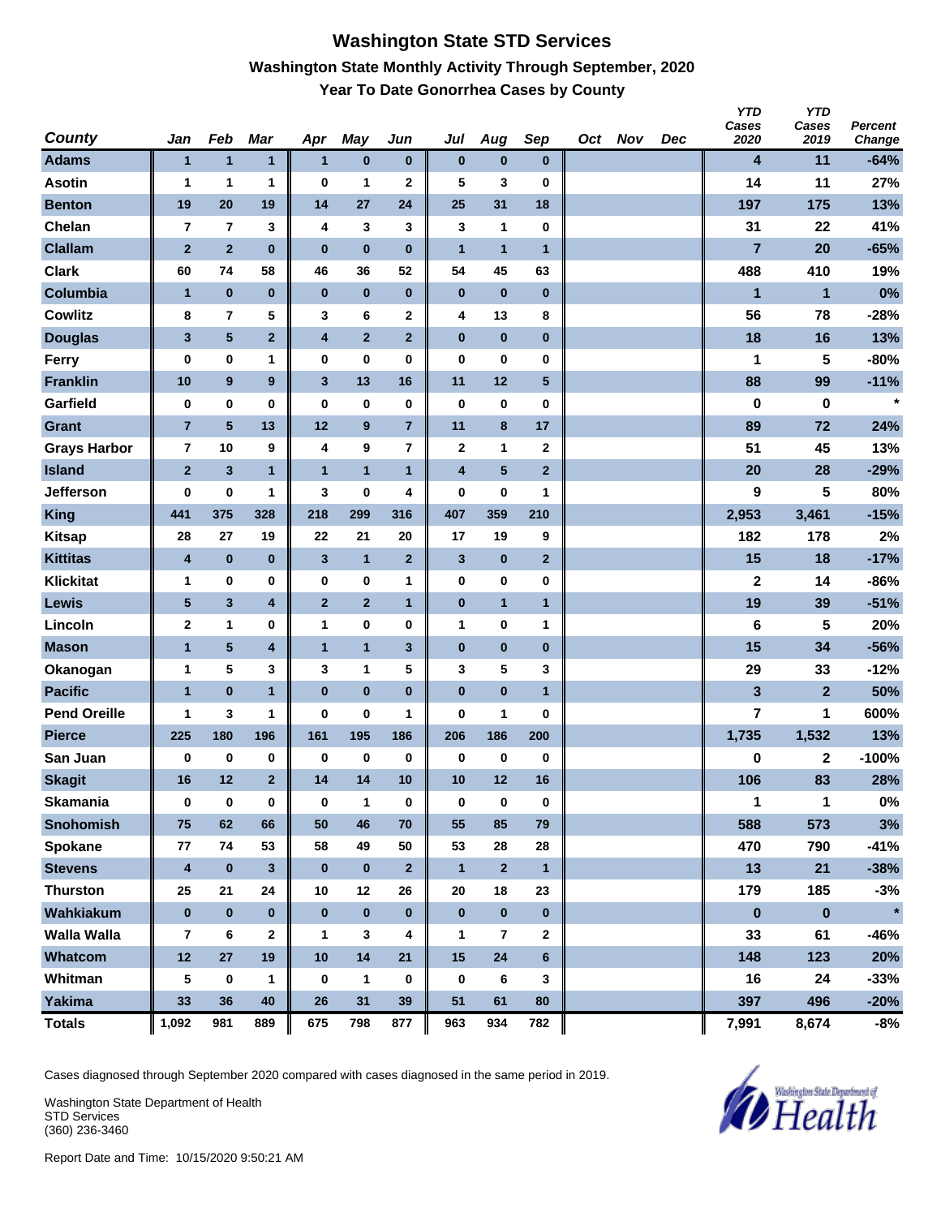# Washington State STD Services

## Washington State Monthly Activity Through September, 2020

### Year To Date Gonorrhea Cases by County

| County | Jan | Feb | Mar | Apr | May | Jun | Jul | Aug | Sep | Oct | Nov | Dec | YTD Cases 2020 | YTD Cases 2019 | Percent Change |
|---|---|---|---|---|---|---|---|---|---|---|---|---|---|---|---|
| Adams | 1 | 1 | 1 | 1 | 0 | 0 | 0 | 0 | 0 | | | | 4 | 11 | -64% |
| Asotin | 1 | 1 | 1 | 0 | 1 | 2 | 5 | 3 | 0 | | | | 14 | 11 | 27% |
| Benton | 19 | 20 | 19 | 14 | 27 | 24 | 25 | 31 | 18 | | | | 197 | 175 | 13% |
| Chelan | 7 | 7 | 3 | 4 | 3 | 3 | 3 | 1 | 0 | | | | 31 | 22 | 41% |
| Clallam | 2 | 2 | 0 | 0 | 0 | 0 | 1 | 1 | 1 | | | | 7 | 20 | -65% |
| Clark | 60 | 74 | 58 | 46 | 36 | 52 | 54 | 45 | 63 | | | | 488 | 410 | 19% |
| Columbia | 1 | 0 | 0 | 0 | 0 | 0 | 0 | 0 | 0 | | | | 1 | 1 | 0% |
| Cowlitz | 8 | 7 | 5 | 3 | 6 | 2 | 4 | 13 | 8 | | | | 56 | 78 | -28% |
| Douglas | 3 | 5 | 2 | 4 | 2 | 2 | 0 | 0 | 0 | | | | 18 | 16 | 13% |
| Ferry | 0 | 0 | 1 | 0 | 0 | 0 | 0 | 0 | 0 | | | | 1 | 5 | -80% |
| Franklin | 10 | 9 | 9 | 3 | 13 | 16 | 11 | 12 | 5 | | | | 88 | 99 | -11% |
| Garfield | 0 | 0 | 0 | 0 | 0 | 0 | 0 | 0 | 0 | | | | 0 | 0 | * |
| Grant | 7 | 5 | 13 | 12 | 9 | 7 | 11 | 8 | 17 | | | | 89 | 72 | 24% |
| Grays Harbor | 7 | 10 | 9 | 4 | 9 | 7 | 2 | 1 | 2 | | | | 51 | 45 | 13% |
| Island | 2 | 3 | 1 | 1 | 1 | 1 | 4 | 5 | 2 | | | | 20 | 28 | -29% |
| Jefferson | 0 | 0 | 1 | 3 | 0 | 4 | 0 | 0 | 1 | | | | 9 | 5 | 80% |
| King | 441 | 375 | 328 | 218 | 299 | 316 | 407 | 359 | 210 | | | | 2,953 | 3,461 | -15% |
| Kitsap | 28 | 27 | 19 | 22 | 21 | 20 | 17 | 19 | 9 | | | | 182 | 178 | 2% |
| Kittitas | 4 | 0 | 0 | 3 | 1 | 2 | 3 | 0 | 2 | | | | 15 | 18 | -17% |
| Klickitat | 1 | 0 | 0 | 0 | 0 | 1 | 0 | 0 | 0 | | | | 2 | 14 | -86% |
| Lewis | 5 | 3 | 4 | 2 | 2 | 1 | 0 | 1 | 1 | | | | 19 | 39 | -51% |
| Lincoln | 2 | 1 | 0 | 1 | 0 | 0 | 1 | 0 | 1 | | | | 6 | 5 | 20% |
| Mason | 1 | 5 | 4 | 1 | 1 | 3 | 0 | 0 | 0 | | | | 15 | 34 | -56% |
| Okanogan | 1 | 5 | 3 | 3 | 1 | 5 | 3 | 5 | 3 | | | | 29 | 33 | -12% |
| Pacific | 1 | 0 | 1 | 0 | 0 | 0 | 0 | 0 | 1 | | | | 3 | 2 | 50% |
| Pend Oreille | 1 | 3 | 1 | 0 | 0 | 1 | 0 | 1 | 0 | | | | 7 | 1 | 600% |
| Pierce | 225 | 180 | 196 | 161 | 195 | 186 | 206 | 186 | 200 | | | | 1,735 | 1,532 | 13% |
| San Juan | 0 | 0 | 0 | 0 | 0 | 0 | 0 | 0 | 0 | | | | 0 | 2 | -100% |
| Skagit | 16 | 12 | 2 | 14 | 14 | 10 | 10 | 12 | 16 | | | | 106 | 83 | 28% |
| Skamania | 0 | 0 | 0 | 0 | 1 | 0 | 0 | 0 | 0 | | | | 1 | 1 | 0% |
| Snohomish | 75 | 62 | 66 | 50 | 46 | 70 | 55 | 85 | 79 | | | | 588 | 573 | 3% |
| Spokane | 77 | 74 | 53 | 58 | 49 | 50 | 53 | 28 | 28 | | | | 470 | 790 | -41% |
| Stevens | 4 | 0 | 3 | 0 | 0 | 2 | 1 | 2 | 1 | | | | 13 | 21 | -38% |
| Thurston | 25 | 21 | 24 | 10 | 12 | 26 | 20 | 18 | 23 | | | | 179 | 185 | -3% |
| Wahkiakum | 0 | 0 | 0 | 0 | 0 | 0 | 0 | 0 | 0 | | | | 0 | 0 | * |
| Walla Walla | 7 | 6 | 2 | 1 | 3 | 4 | 1 | 7 | 2 | | | | 33 | 61 | -46% |
| Whatcom | 12 | 27 | 19 | 10 | 14 | 21 | 15 | 24 | 6 | | | | 148 | 123 | 20% |
| Whitman | 5 | 0 | 1 | 0 | 1 | 0 | 0 | 6 | 3 | | | | 16 | 24 | -33% |
| Yakima | 33 | 36 | 40 | 26 | 31 | 39 | 51 | 61 | 80 | | | | 397 | 496 | -20% |
| Totals | 1,092 | 981 | 889 | 675 | 798 | 877 | 963 | 934 | 782 | | | | 7,991 | 8,674 | -8% |

Cases diagnosed through September 2020 compared with cases diagnosed in the same period in 2019.

Washington State Department of Health
STD Services
(360) 236-3460

Report Date and Time: 10/15/2020 9:50:21 AM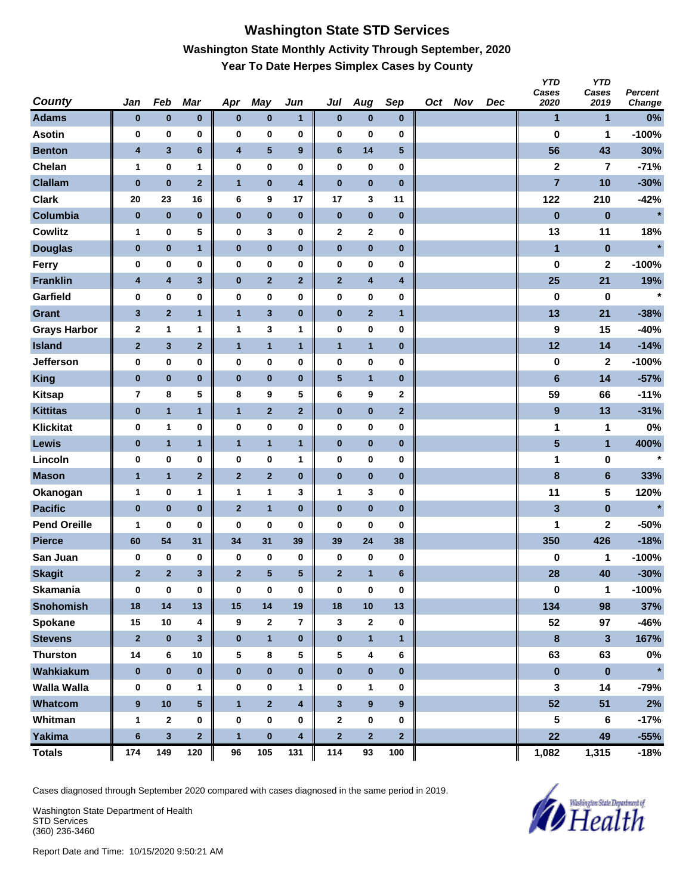# Washington State STD Services

## Washington State Monthly Activity Through September, 2020

### Year To Date Herpes Simplex Cases by County

| County | Jan | Feb | Mar | Apr | May | Jun | Jul | Aug | Sep | Oct | Nov | Dec | YTD Cases 2020 | YTD Cases 2019 | Percent Change |
|---|---|---|---|---|---|---|---|---|---|---|---|---|---|---|---|
| Adams | 0 | 0 | 0 | 0 | 0 | 1 | 0 | 0 | 0 | | | | 1 | 1 | 0% |
| Asotin | 0 | 0 | 0 | 0 | 0 | 0 | 0 | 0 | 0 | | | | 0 | 1 | -100% |
| Benton | 4 | 3 | 6 | 4 | 5 | 9 | 6 | 14 | 5 | | | | 56 | 43 | 30% |
| Chelan | 1 | 0 | 1 | 0 | 0 | 0 | 0 | 0 | 0 | | | | 2 | 7 | -71% |
| Clallam | 0 | 0 | 2 | 1 | 0 | 4 | 0 | 0 | 0 | | | | 7 | 10 | -30% |
| Clark | 20 | 23 | 16 | 6 | 9 | 17 | 17 | 3 | 11 | | | | 122 | 210 | -42% |
| Columbia | 0 | 0 | 0 | 0 | 0 | 0 | 0 | 0 | 0 | | | | 0 | 0 | * |
| Cowlitz | 1 | 0 | 5 | 0 | 3 | 0 | 2 | 2 | 0 | | | | 13 | 11 | 18% |
| Douglas | 0 | 0 | 1 | 0 | 0 | 0 | 0 | 0 | 0 | | | | 1 | 0 | * |
| Ferry | 0 | 0 | 0 | 0 | 0 | 0 | 0 | 0 | 0 | | | | 0 | 2 | -100% |
| Franklin | 4 | 4 | 3 | 0 | 2 | 2 | 2 | 4 | 4 | | | | 25 | 21 | 19% |
| Garfield | 0 | 0 | 0 | 0 | 0 | 0 | 0 | 0 | 0 | | | | 0 | 0 | * |
| Grant | 3 | 2 | 1 | 1 | 3 | 0 | 0 | 2 | 1 | | | | 13 | 21 | -38% |
| Grays Harbor | 2 | 1 | 1 | 1 | 3 | 1 | 0 | 0 | 0 | | | | 9 | 15 | -40% |
| Island | 2 | 3 | 2 | 1 | 1 | 1 | 1 | 1 | 0 | | | | 12 | 14 | -14% |
| Jefferson | 0 | 0 | 0 | 0 | 0 | 0 | 0 | 0 | 0 | | | | 0 | 2 | -100% |
| King | 0 | 0 | 0 | 0 | 0 | 0 | 5 | 1 | 0 | | | | 6 | 14 | -57% |
| Kitsap | 7 | 8 | 5 | 8 | 9 | 5 | 6 | 9 | 2 | | | | 59 | 66 | -11% |
| Kittitas | 0 | 1 | 1 | 1 | 2 | 2 | 0 | 0 | 2 | | | | 9 | 13 | -31% |
| Klickitat | 0 | 1 | 0 | 0 | 0 | 0 | 0 | 0 | 0 | | | | 1 | 1 | 0% |
| Lewis | 0 | 1 | 1 | 1 | 1 | 1 | 0 | 0 | 0 | | | | 5 | 1 | 400% |
| Lincoln | 0 | 0 | 0 | 0 | 0 | 1 | 0 | 0 | 0 | | | | 1 | 0 | * |
| Mason | 1 | 1 | 2 | 2 | 2 | 0 | 0 | 0 | 0 | | | | 8 | 6 | 33% |
| Okanogan | 1 | 0 | 1 | 1 | 1 | 3 | 1 | 3 | 0 | | | | 11 | 5 | 120% |
| Pacific | 0 | 0 | 0 | 2 | 1 | 0 | 0 | 0 | 0 | | | | 3 | 0 | * |
| Pend Oreille | 1 | 0 | 0 | 0 | 0 | 0 | 0 | 0 | 0 | | | | 1 | 2 | -50% |
| Pierce | 60 | 54 | 31 | 34 | 31 | 39 | 39 | 24 | 38 | | | | 350 | 426 | -18% |
| San Juan | 0 | 0 | 0 | 0 | 0 | 0 | 0 | 0 | 0 | | | | 0 | 1 | -100% |
| Skagit | 2 | 2 | 3 | 2 | 5 | 5 | 2 | 1 | 6 | | | | 28 | 40 | -30% |
| Skamania | 0 | 0 | 0 | 0 | 0 | 0 | 0 | 0 | 0 | | | | 0 | 1 | -100% |
| Snohomish | 18 | 14 | 13 | 15 | 14 | 19 | 18 | 10 | 13 | | | | 134 | 98 | 37% |
| Spokane | 15 | 10 | 4 | 9 | 2 | 7 | 3 | 2 | 0 | | | | 52 | 97 | -46% |
| Stevens | 2 | 0 | 3 | 0 | 1 | 0 | 0 | 1 | 1 | | | | 8 | 3 | 167% |
| Thurston | 14 | 6 | 10 | 5 | 8 | 5 | 5 | 4 | 6 | | | | 63 | 63 | 0% |
| Wahkiakum | 0 | 0 | 0 | 0 | 0 | 0 | 0 | 0 | 0 | | | | 0 | 0 | * |
| Walla Walla | 0 | 0 | 1 | 0 | 0 | 1 | 0 | 1 | 0 | | | | 3 | 14 | -79% |
| Whatcom | 9 | 10 | 5 | 1 | 2 | 4 | 3 | 9 | 9 | | | | 52 | 51 | 2% |
| Whitman | 1 | 2 | 0 | 0 | 0 | 0 | 2 | 0 | 0 | | | | 5 | 6 | -17% |
| Yakima | 6 | 3 | 2 | 1 | 0 | 4 | 2 | 2 | 2 | | | | 22 | 49 | -55% |
| Totals | 174 | 149 | 120 | 96 | 105 | 131 | 114 | 93 | 100 | | | | 1,082 | 1,315 | -18% |

Cases diagnosed through September 2020 compared with cases diagnosed in the same period in 2019.

Washington State Department of Health
STD Services
(360) 236-3460

Report Date and Time: 10/15/2020 9:50:21 AM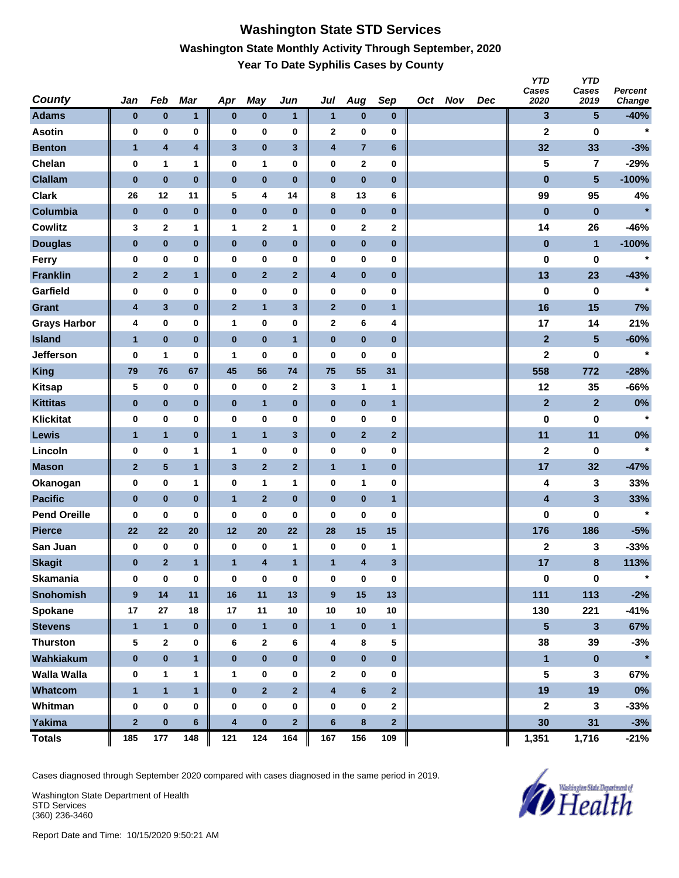# Washington State STD Services

## Washington State Monthly Activity Through September, 2020

### Year To Date Syphilis Cases by County

| County | Jan | Feb | Mar | Apr | May | Jun | Jul | Aug | Sep | Oct | Nov | Dec | YTD Cases 2020 | YTD Cases 2019 | Percent Change |
|---|---|---|---|---|---|---|---|---|---|---|---|---|---|---|---|
| Adams | 0 | 0 | 1 | 0 | 0 | 1 | 1 | 0 | 0 | | | | 3 | 5 | -40% |
| Asotin | 0 | 0 | 0 | 0 | 0 | 0 | 2 | 0 | 0 | | | | 2 | 0 | * |
| Benton | 1 | 4 | 4 | 3 | 0 | 3 | 4 | 7 | 6 | | | | 32 | 33 | -3% |
| Chelan | 0 | 1 | 1 | 0 | 1 | 0 | 0 | 2 | 0 | | | | 5 | 7 | -29% |
| Clallam | 0 | 0 | 0 | 0 | 0 | 0 | 0 | 0 | 0 | | | | 0 | 5 | -100% |
| Clark | 26 | 12 | 11 | 5 | 4 | 14 | 8 | 13 | 6 | | | | 99 | 95 | 4% |
| Columbia | 0 | 0 | 0 | 0 | 0 | 0 | 0 | 0 | 0 | | | | 0 | 0 | * |
| Cowlitz | 3 | 2 | 1 | 1 | 2 | 1 | 0 | 2 | 2 | | | | 14 | 26 | -46% |
| Douglas | 0 | 0 | 0 | 0 | 0 | 0 | 0 | 0 | 0 | | | | 0 | 1 | -100% |
| Ferry | 0 | 0 | 0 | 0 | 0 | 0 | 0 | 0 | 0 | | | | 0 | 0 | * |
| Franklin | 2 | 2 | 1 | 0 | 2 | 2 | 4 | 0 | 0 | | | | 13 | 23 | -43% |
| Garfield | 0 | 0 | 0 | 0 | 0 | 0 | 0 | 0 | 0 | | | | 0 | 0 | * |
| Grant | 4 | 3 | 0 | 2 | 1 | 3 | 2 | 0 | 1 | | | | 16 | 15 | 7% |
| Grays Harbor | 4 | 0 | 0 | 1 | 0 | 0 | 2 | 6 | 4 | | | | 17 | 14 | 21% |
| Island | 1 | 0 | 0 | 0 | 0 | 1 | 0 | 0 | 0 | | | | 2 | 5 | -60% |
| Jefferson | 0 | 1 | 0 | 1 | 0 | 0 | 0 | 0 | 0 | | | | 2 | 0 | * |
| King | 79 | 76 | 67 | 45 | 56 | 74 | 75 | 55 | 31 | | | | 558 | 772 | -28% |
| Kitsap | 5 | 0 | 0 | 0 | 0 | 2 | 3 | 1 | 1 | | | | 12 | 35 | -66% |
| Kittitas | 0 | 0 | 0 | 0 | 1 | 0 | 0 | 0 | 1 | | | | 2 | 2 | 0% |
| Klickitat | 0 | 0 | 0 | 0 | 0 | 0 | 0 | 0 | 0 | | | | 0 | 0 | * |
| Lewis | 1 | 1 | 0 | 1 | 1 | 3 | 0 | 2 | 2 | | | | 11 | 11 | 0% |
| Lincoln | 0 | 0 | 1 | 1 | 0 | 0 | 0 | 0 | 0 | | | | 2 | 0 | * |
| Mason | 2 | 5 | 1 | 3 | 2 | 2 | 1 | 1 | 0 | | | | 17 | 32 | -47% |
| Okanogan | 0 | 0 | 1 | 0 | 1 | 1 | 0 | 1 | 0 | | | | 4 | 3 | 33% |
| Pacific | 0 | 0 | 0 | 1 | 2 | 0 | 0 | 0 | 1 | | | | 4 | 3 | 33% |
| Pend Oreille | 0 | 0 | 0 | 0 | 0 | 0 | 0 | 0 | 0 | | | | 0 | 0 | * |
| Pierce | 22 | 22 | 20 | 12 | 20 | 22 | 28 | 15 | 15 | | | | 176 | 186 | -5% |
| San Juan | 0 | 0 | 0 | 0 | 0 | 1 | 0 | 0 | 1 | | | | 2 | 3 | -33% |
| Skagit | 0 | 2 | 1 | 1 | 4 | 1 | 1 | 4 | 3 | | | | 17 | 8 | 113% |
| Skamania | 0 | 0 | 0 | 0 | 0 | 0 | 0 | 0 | 0 | | | | 0 | 0 | * |
| Snohomish | 9 | 14 | 11 | 16 | 11 | 13 | 9 | 15 | 13 | | | | 111 | 113 | -2% |
| Spokane | 17 | 27 | 18 | 17 | 11 | 10 | 10 | 10 | 10 | | | | 130 | 221 | -41% |
| Stevens | 1 | 1 | 0 | 0 | 1 | 0 | 1 | 0 | 1 | | | | 5 | 3 | 67% |
| Thurston | 5 | 2 | 0 | 6 | 2 | 6 | 4 | 8 | 5 | | | | 38 | 39 | -3% |
| Wahkiakum | 0 | 0 | 1 | 0 | 0 | 0 | 0 | 0 | 0 | | | | 1 | 0 | * |
| Walla Walla | 0 | 1 | 1 | 1 | 0 | 0 | 2 | 0 | 0 | | | | 5 | 3 | 67% |
| Whatcom | 1 | 1 | 1 | 0 | 2 | 2 | 4 | 6 | 2 | | | | 19 | 19 | 0% |
| Whitman | 0 | 0 | 0 | 0 | 0 | 0 | 0 | 0 | 2 | | | | 2 | 3 | -33% |
| Yakima | 2 | 0 | 6 | 4 | 0 | 2 | 6 | 8 | 2 | | | | 30 | 31 | -3% |
| Totals | 185 | 177 | 148 | 121 | 124 | 164 | 167 | 156 | 109 | | | | 1,351 | 1,716 | -21% |

Cases diagnosed through September 2020 compared with cases diagnosed in the same period in 2019.

Washington State Department of Health
STD Services
(360) 236-3460

Report Date and Time: 10/15/2020 9:50:21 AM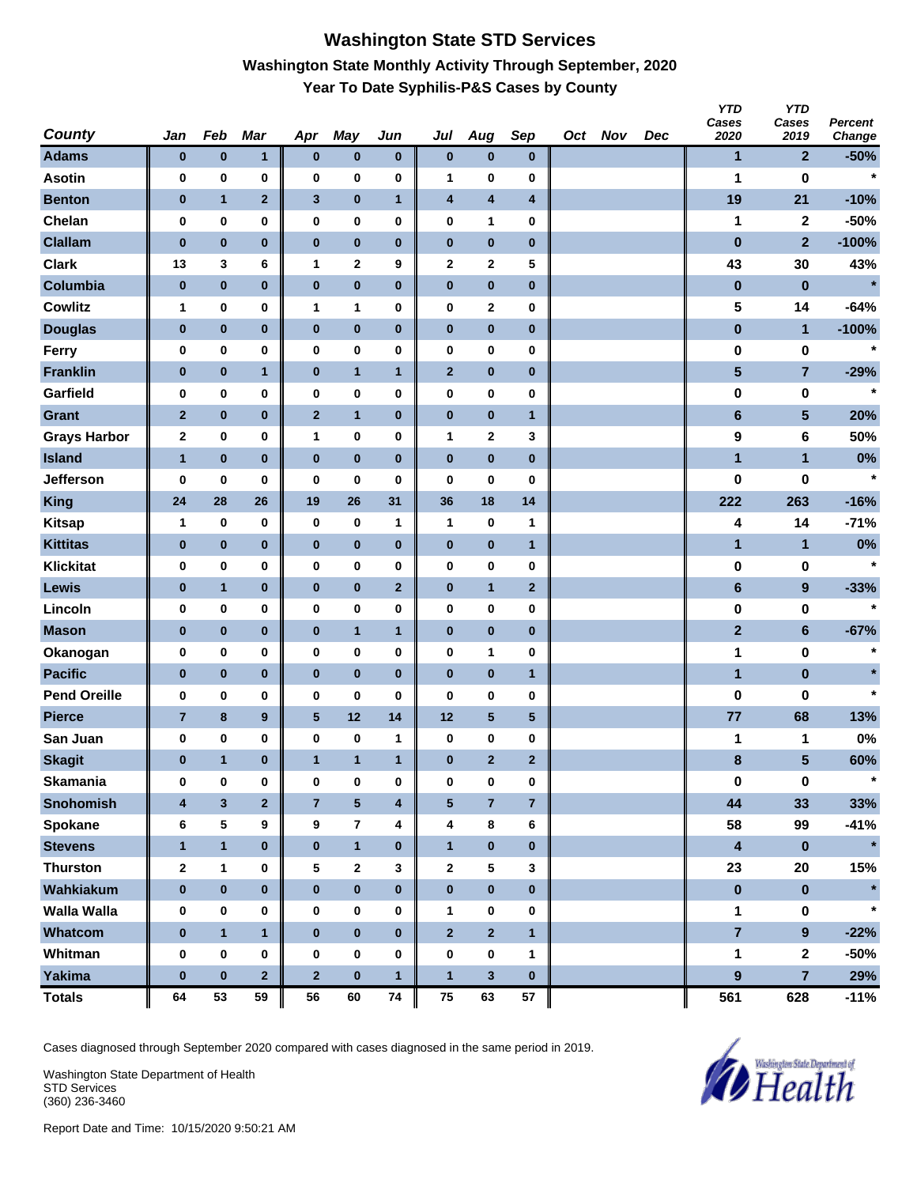# Washington State STD Services

## Washington State Monthly Activity Through September, 2020

### Year To Date Syphilis-P&S Cases by County

| County | Jan | Feb | Mar | Apr | May | Jun | Jul | Aug | Sep | Oct | Nov | Dec | YTD Cases 2020 | YTD Cases 2019 | Percent Change |
|---|---|---|---|---|---|---|---|---|---|---|---|---|---|---|---|
| Adams | 0 | 0 | 1 | 0 | 0 | 0 | 0 | 0 | 0 | | | | 1 | 2 | -50% |
| Asotin | 0 | 0 | 0 | 0 | 0 | 0 | 1 | 0 | 0 | | | | 1 | 0 | * |
| Benton | 0 | 1 | 2 | 3 | 0 | 1 | 4 | 4 | 4 | | | | 19 | 21 | -10% |
| Chelan | 0 | 0 | 0 | 0 | 0 | 0 | 0 | 1 | 0 | | | | 1 | 2 | -50% |
| Clallam | 0 | 0 | 0 | 0 | 0 | 0 | 0 | 0 | 0 | | | | 0 | 2 | -100% |
| Clark | 13 | 3 | 6 | 1 | 2 | 9 | 2 | 2 | 5 | | | | 43 | 30 | 43% |
| Columbia | 0 | 0 | 0 | 0 | 0 | 0 | 0 | 0 | 0 | | | | 0 | 0 | * |
| Cowlitz | 1 | 0 | 0 | 1 | 1 | 0 | 0 | 2 | 0 | | | | 5 | 14 | -64% |
| Douglas | 0 | 0 | 0 | 0 | 0 | 0 | 0 | 0 | 0 | | | | 0 | 1 | -100% |
| Ferry | 0 | 0 | 0 | 0 | 0 | 0 | 0 | 0 | 0 | | | | 0 | 0 | * |
| Franklin | 0 | 0 | 1 | 0 | 1 | 1 | 2 | 0 | 0 | | | | 5 | 7 | -29% |
| Garfield | 0 | 0 | 0 | 0 | 0 | 0 | 0 | 0 | 0 | | | | 0 | 0 | * |
| Grant | 2 | 0 | 0 | 2 | 1 | 0 | 0 | 0 | 1 | | | | 6 | 5 | 20% |
| Grays Harbor | 2 | 0 | 0 | 1 | 0 | 0 | 1 | 2 | 3 | | | | 9 | 6 | 50% |
| Island | 1 | 0 | 0 | 0 | 0 | 0 | 0 | 0 | 0 | | | | 1 | 1 | 0% |
| Jefferson | 0 | 0 | 0 | 0 | 0 | 0 | 0 | 0 | 0 | | | | 0 | 0 | * |
| King | 24 | 28 | 26 | 19 | 26 | 31 | 36 | 18 | 14 | | | | 222 | 263 | -16% |
| Kitsap | 1 | 0 | 0 | 0 | 0 | 1 | 1 | 0 | 1 | | | | 4 | 14 | -71% |
| Kittitas | 0 | 0 | 0 | 0 | 0 | 0 | 0 | 0 | 1 | | | | 1 | 1 | 0% |
| Klickitat | 0 | 0 | 0 | 0 | 0 | 0 | 0 | 0 | 0 | | | | 0 | 0 | * |
| Lewis | 0 | 1 | 0 | 0 | 0 | 2 | 0 | 1 | 2 | | | | 6 | 9 | -33% |
| Lincoln | 0 | 0 | 0 | 0 | 0 | 0 | 0 | 0 | 0 | | | | 0 | 0 | * |
| Mason | 0 | 0 | 0 | 0 | 1 | 1 | 0 | 0 | 0 | | | | 2 | 6 | -67% |
| Okanogan | 0 | 0 | 0 | 0 | 0 | 0 | 0 | 1 | 0 | | | | 1 | 0 | * |
| Pacific | 0 | 0 | 0 | 0 | 0 | 0 | 0 | 0 | 1 | | | | 1 | 0 | * |
| Pend Oreille | 0 | 0 | 0 | 0 | 0 | 0 | 0 | 0 | 0 | | | | 0 | 0 | * |
| Pierce | 7 | 8 | 9 | 5 | 12 | 14 | 12 | 5 | 5 | | | | 77 | 68 | 13% |
| San Juan | 0 | 0 | 0 | 0 | 0 | 1 | 0 | 0 | 0 | | | | 1 | 1 | 0% |
| Skagit | 0 | 1 | 0 | 1 | 1 | 1 | 0 | 2 | 2 | | | | 8 | 5 | 60% |
| Skamania | 0 | 0 | 0 | 0 | 0 | 0 | 0 | 0 | 0 | | | | 0 | 0 | * |
| Snohomish | 4 | 3 | 2 | 7 | 5 | 4 | 5 | 7 | 7 | | | | 44 | 33 | 33% |
| Spokane | 6 | 5 | 9 | 9 | 7 | 4 | 4 | 8 | 6 | | | | 58 | 99 | -41% |
| Stevens | 1 | 1 | 0 | 0 | 1 | 0 | 1 | 0 | 0 | | | | 4 | 0 | * |
| Thurston | 2 | 1 | 0 | 5 | 2 | 3 | 2 | 5 | 3 | | | | 23 | 20 | 15% |
| Wahkiakum | 0 | 0 | 0 | 0 | 0 | 0 | 0 | 0 | 0 | | | | 0 | 0 | * |
| Walla Walla | 0 | 0 | 0 | 0 | 0 | 0 | 1 | 0 | 0 | | | | 1 | 0 | * |
| Whatcom | 0 | 1 | 1 | 0 | 0 | 0 | 2 | 2 | 1 | | | | 7 | 9 | -22% |
| Whitman | 0 | 0 | 0 | 0 | 0 | 0 | 0 | 0 | 1 | | | | 1 | 2 | -50% |
| Yakima | 0 | 0 | 2 | 2 | 0 | 1 | 1 | 3 | 0 | | | | 9 | 7 | 29% |
| Totals | 64 | 53 | 59 | 56 | 60 | 74 | 75 | 63 | 57 | | | | 561 | 628 | -11% |

Cases diagnosed through September 2020 compared with cases diagnosed in the same period in 2019.

Washington State Department of Health
STD Services
(360) 236-3460

Report Date and Time: 10/15/2020 9:50:21 AM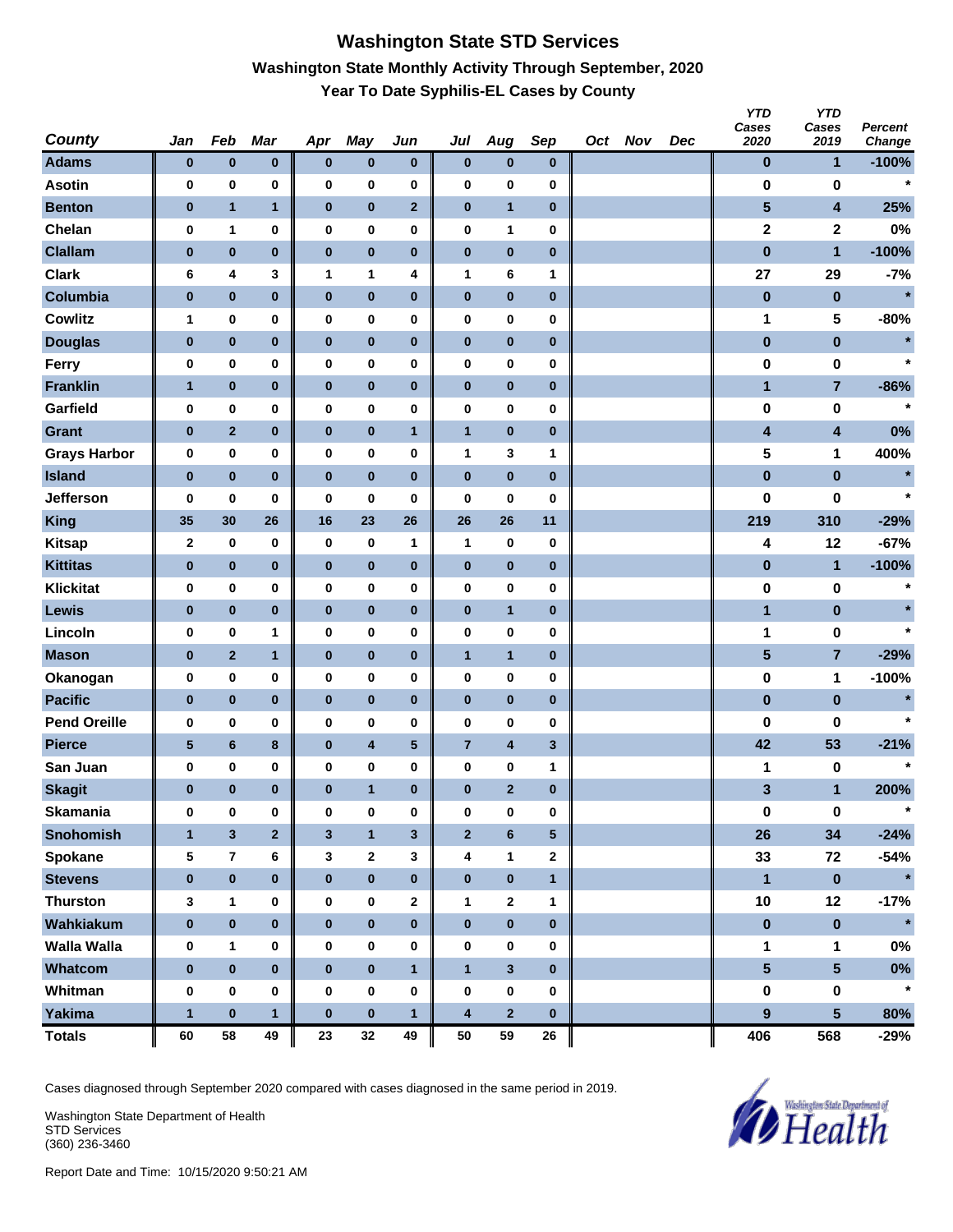# Washington State STD Services

## Washington State Monthly Activity Through September, 2020

### Year To Date Syphilis-EL Cases by County

| County | Jan | Feb | Mar | Apr | May | Jun | Jul | Aug | Sep | Oct | Nov | Dec | YTD Cases 2020 | YTD Cases 2019 | Percent Change |
|---|---|---|---|---|---|---|---|---|---|---|---|---|---|---|---|
| Adams | 0 | 0 | 0 | 0 | 0 | 0 | 0 | 0 | 0 | | | | 0 | 1 | -100% |
| Asotin | 0 | 0 | 0 | 0 | 0 | 0 | 0 | 0 | 0 | | | | 0 | 0 | * |
| Benton | 0 | 1 | 1 | 0 | 0 | 2 | 0 | 1 | 0 | | | | 5 | 4 | 25% |
| Chelan | 0 | 1 | 0 | 0 | 0 | 0 | 0 | 1 | 0 | | | | 2 | 2 | 0% |
| Clallam | 0 | 0 | 0 | 0 | 0 | 0 | 0 | 0 | 0 | | | | 0 | 1 | -100% |
| Clark | 6 | 4 | 3 | 1 | 1 | 4 | 1 | 6 | 1 | | | | 27 | 29 | -7% |
| Columbia | 0 | 0 | 0 | 0 | 0 | 0 | 0 | 0 | 0 | | | | 0 | 0 | * |
| Cowlitz | 1 | 0 | 0 | 0 | 0 | 0 | 0 | 0 | 0 | | | | 1 | 5 | -80% |
| Douglas | 0 | 0 | 0 | 0 | 0 | 0 | 0 | 0 | 0 | | | | 0 | 0 | * |
| Ferry | 0 | 0 | 0 | 0 | 0 | 0 | 0 | 0 | 0 | | | | 0 | 0 | * |
| Franklin | 1 | 0 | 0 | 0 | 0 | 0 | 0 | 0 | 0 | | | | 1 | 7 | -86% |
| Garfield | 0 | 0 | 0 | 0 | 0 | 0 | 0 | 0 | 0 | | | | 0 | 0 | * |
| Grant | 0 | 2 | 0 | 0 | 0 | 1 | 1 | 0 | 0 | | | | 4 | 4 | 0% |
| Grays Harbor | 0 | 0 | 0 | 0 | 0 | 0 | 1 | 3 | 1 | | | | 5 | 1 | 400% |
| Island | 0 | 0 | 0 | 0 | 0 | 0 | 0 | 0 | 0 | | | | 0 | 0 | * |
| Jefferson | 0 | 0 | 0 | 0 | 0 | 0 | 0 | 0 | 0 | | | | 0 | 0 | * |
| King | 35 | 30 | 26 | 16 | 23 | 26 | 26 | 26 | 11 | | | | 219 | 310 | -29% |
| Kitsap | 2 | 0 | 0 | 0 | 0 | 1 | 1 | 0 | 0 | | | | 4 | 12 | -67% |
| Kittitas | 0 | 0 | 0 | 0 | 0 | 0 | 0 | 0 | 0 | | | | 0 | 1 | -100% |
| Klickitat | 0 | 0 | 0 | 0 | 0 | 0 | 0 | 0 | 0 | | | | 0 | 0 | * |
| Lewis | 0 | 0 | 0 | 0 | 0 | 0 | 0 | 1 | 0 | | | | 1 | 0 | * |
| Lincoln | 0 | 0 | 1 | 0 | 0 | 0 | 0 | 0 | 0 | | | | 1 | 0 | * |
| Mason | 0 | 2 | 1 | 0 | 0 | 0 | 1 | 1 | 0 | | | | 5 | 7 | -29% |
| Okanogan | 0 | 0 | 0 | 0 | 0 | 0 | 0 | 0 | 0 | | | | 0 | 1 | -100% |
| Pacific | 0 | 0 | 0 | 0 | 0 | 0 | 0 | 0 | 0 | | | | 0 | 0 | * |
| Pend Oreille | 0 | 0 | 0 | 0 | 0 | 0 | 0 | 0 | 0 | | | | 0 | 0 | * |
| Pierce | 5 | 6 | 8 | 0 | 4 | 5 | 7 | 4 | 3 | | | | 42 | 53 | -21% |
| San Juan | 0 | 0 | 0 | 0 | 0 | 0 | 0 | 0 | 1 | | | | 1 | 0 | * |
| Skagit | 0 | 0 | 0 | 0 | 1 | 0 | 0 | 2 | 0 | | | | 3 | 1 | 200% |
| Skamania | 0 | 0 | 0 | 0 | 0 | 0 | 0 | 0 | 0 | | | | 0 | 0 | * |
| Snohomish | 1 | 3 | 2 | 3 | 1 | 3 | 2 | 6 | 5 | | | | 26 | 34 | -24% |
| Spokane | 5 | 7 | 6 | 3 | 2 | 3 | 4 | 1 | 2 | | | | 33 | 72 | -54% |
| Stevens | 0 | 0 | 0 | 0 | 0 | 0 | 0 | 0 | 1 | | | | 1 | 0 | * |
| Thurston | 3 | 1 | 0 | 0 | 0 | 2 | 1 | 2 | 1 | | | | 10 | 12 | -17% |
| Wahkiakum | 0 | 0 | 0 | 0 | 0 | 0 | 0 | 0 | 0 | | | | 0 | 0 | * |
| Walla Walla | 0 | 1 | 0 | 0 | 0 | 0 | 0 | 0 | 0 | | | | 1 | 1 | 0% |
| Whatcom | 0 | 0 | 0 | 0 | 0 | 1 | 1 | 3 | 0 | | | | 5 | 5 | 0% |
| Whitman | 0 | 0 | 0 | 0 | 0 | 0 | 0 | 0 | 0 | | | | 0 | 0 | * |
| Yakima | 1 | 0 | 1 | 0 | 0 | 1 | 4 | 2 | 0 | | | | 9 | 5 | 80% |
| Totals | 60 | 58 | 49 | 23 | 32 | 49 | 50 | 59 | 26 | | | | 406 | 568 | -29% |

Cases diagnosed through September 2020 compared with cases diagnosed in the same period in 2019.

Washington State Department of Health
STD Services
(360) 236-3460

Report Date and Time: 10/15/2020 9:50:21 AM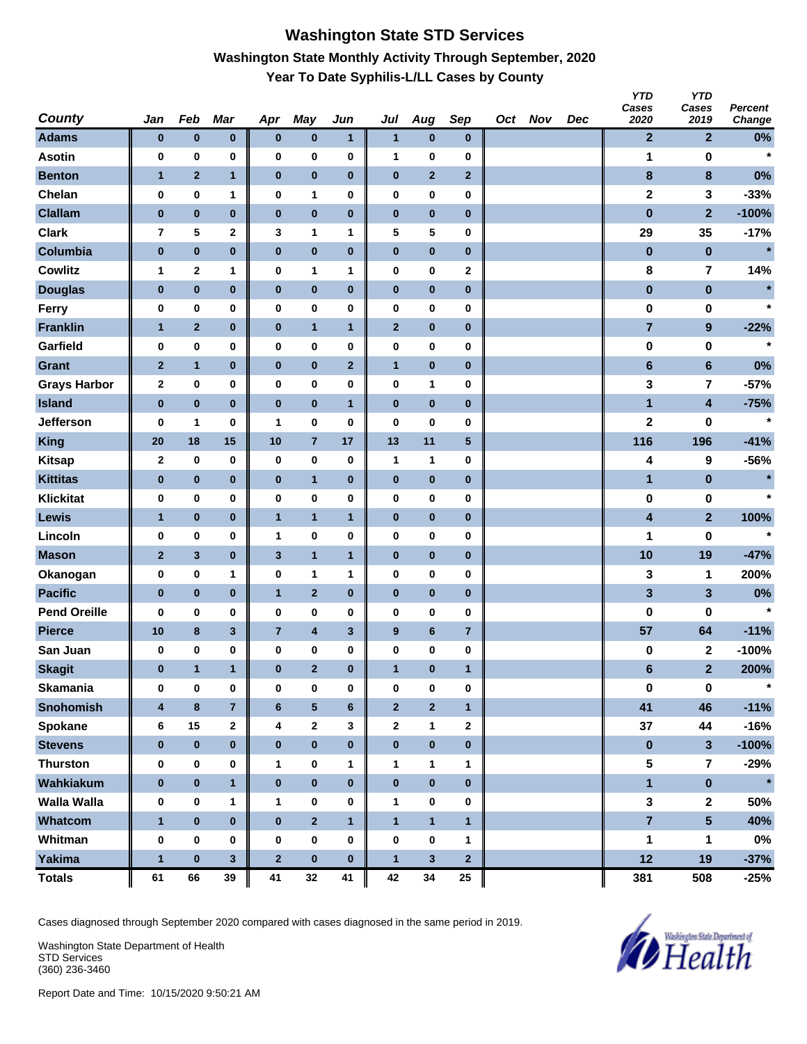# Washington State STD Services

## Washington State Monthly Activity Through September, 2020

### Year To Date Syphilis-L/LL Cases by County

| County | Jan | Feb | Mar | Apr | May | Jun | Jul | Aug | Sep | Oct | Nov | Dec | YTD Cases 2020 | YTD Cases 2019 | Percent Change |
|---|---|---|---|---|---|---|---|---|---|---|---|---|---|---|---|
| Adams | 0 | 0 | 0 | 0 | 0 | 1 | 1 | 0 | 0 | | | | 2 | 2 | 0% |
| Asotin | 0 | 0 | 0 | 0 | 0 | 0 | 1 | 0 | 0 | | | | 1 | 0 | * |
| Benton | 1 | 2 | 1 | 0 | 0 | 0 | 0 | 2 | 2 | | | | 8 | 8 | 0% |
| Chelan | 0 | 0 | 1 | 0 | 1 | 0 | 0 | 0 | 0 | | | | 2 | 3 | -33% |
| Clallam | 0 | 0 | 0 | 0 | 0 | 0 | 0 | 0 | 0 | | | | 0 | 2 | -100% |
| Clark | 7 | 5 | 2 | 3 | 1 | 1 | 5 | 5 | 0 | | | | 29 | 35 | -17% |
| Columbia | 0 | 0 | 0 | 0 | 0 | 0 | 0 | 0 | 0 | | | | 0 | 0 | * |
| Cowlitz | 1 | 2 | 1 | 0 | 1 | 1 | 0 | 0 | 2 | | | | 8 | 7 | 14% |
| Douglas | 0 | 0 | 0 | 0 | 0 | 0 | 0 | 0 | 0 | | | | 0 | 0 | * |
| Ferry | 0 | 0 | 0 | 0 | 0 | 0 | 0 | 0 | 0 | | | | 0 | 0 | * |
| Franklin | 1 | 2 | 0 | 0 | 1 | 1 | 2 | 0 | 0 | | | | 7 | 9 | -22% |
| Garfield | 0 | 0 | 0 | 0 | 0 | 0 | 0 | 0 | 0 | | | | 0 | 0 | * |
| Grant | 2 | 1 | 0 | 0 | 0 | 2 | 1 | 0 | 0 | | | | 6 | 6 | 0% |
| Grays Harbor | 2 | 0 | 0 | 0 | 0 | 0 | 0 | 1 | 0 | | | | 3 | 7 | -57% |
| Island | 0 | 0 | 0 | 0 | 0 | 1 | 0 | 0 | 0 | | | | 1 | 4 | -75% |
| Jefferson | 0 | 1 | 0 | 1 | 0 | 0 | 0 | 0 | 0 | | | | 2 | 0 | * |
| King | 20 | 18 | 15 | 10 | 7 | 17 | 13 | 11 | 5 | | | | 116 | 196 | -41% |
| Kitsap | 2 | 0 | 0 | 0 | 0 | 0 | 1 | 1 | 0 | | | | 4 | 9 | -56% |
| Kittitas | 0 | 0 | 0 | 0 | 1 | 0 | 0 | 0 | 0 | | | | 1 | 0 | * |
| Klickitat | 0 | 0 | 0 | 0 | 0 | 0 | 0 | 0 | 0 | | | | 0 | 0 | * |
| Lewis | 1 | 0 | 0 | 1 | 1 | 1 | 0 | 0 | 0 | | | | 4 | 2 | 100% |
| Lincoln | 0 | 0 | 0 | 1 | 0 | 0 | 0 | 0 | 0 | | | | 1 | 0 | * |
| Mason | 2 | 3 | 0 | 3 | 1 | 1 | 0 | 0 | 0 | | | | 10 | 19 | -47% |
| Okanogan | 0 | 0 | 1 | 0 | 1 | 1 | 0 | 0 | 0 | | | | 3 | 1 | 200% |
| Pacific | 0 | 0 | 0 | 1 | 2 | 0 | 0 | 0 | 0 | | | | 3 | 3 | 0% |
| Pend Oreille | 0 | 0 | 0 | 0 | 0 | 0 | 0 | 0 | 0 | | | | 0 | 0 | * |
| Pierce | 10 | 8 | 3 | 7 | 4 | 3 | 9 | 6 | 7 | | | | 57 | 64 | -11% |
| San Juan | 0 | 0 | 0 | 0 | 0 | 0 | 0 | 0 | 0 | | | | 0 | 2 | -100% |
| Skagit | 0 | 1 | 1 | 0 | 2 | 0 | 1 | 0 | 1 | | | | 6 | 2 | 200% |
| Skamania | 0 | 0 | 0 | 0 | 0 | 0 | 0 | 0 | 0 | | | | 0 | 0 | * |
| Snohomish | 4 | 8 | 7 | 6 | 5 | 6 | 2 | 2 | 1 | | | | 41 | 46 | -11% |
| Spokane | 6 | 15 | 2 | 4 | 2 | 3 | 2 | 1 | 2 | | | | 37 | 44 | -16% |
| Stevens | 0 | 0 | 0 | 0 | 0 | 0 | 0 | 0 | 0 | | | | 0 | 3 | -100% |
| Thurston | 0 | 0 | 0 | 1 | 0 | 1 | 1 | 1 | 1 | | | | 5 | 7 | -29% |
| Wahkiakum | 0 | 0 | 1 | 0 | 0 | 0 | 0 | 0 | 0 | | | | 1 | 0 | * |
| Walla Walla | 0 | 0 | 1 | 1 | 0 | 0 | 1 | 0 | 0 | | | | 3 | 2 | 50% |
| Whatcom | 1 | 0 | 0 | 0 | 2 | 1 | 1 | 1 | 1 | | | | 7 | 5 | 40% |
| Whitman | 0 | 0 | 0 | 0 | 0 | 0 | 0 | 0 | 1 | | | | 1 | 1 | 0% |
| Yakima | 1 | 0 | 3 | 2 | 0 | 0 | 1 | 3 | 2 | | | | 12 | 19 | -37% |
| Totals | 61 | 66 | 39 | 41 | 32 | 41 | 42 | 34 | 25 | | | | 381 | 508 | -25% |

Cases diagnosed through September 2020 compared with cases diagnosed in the same period in 2019.

Washington State Department of Health
STD Services
(360) 236-3460

Report Date and Time: 10/15/2020 9:50:21 AM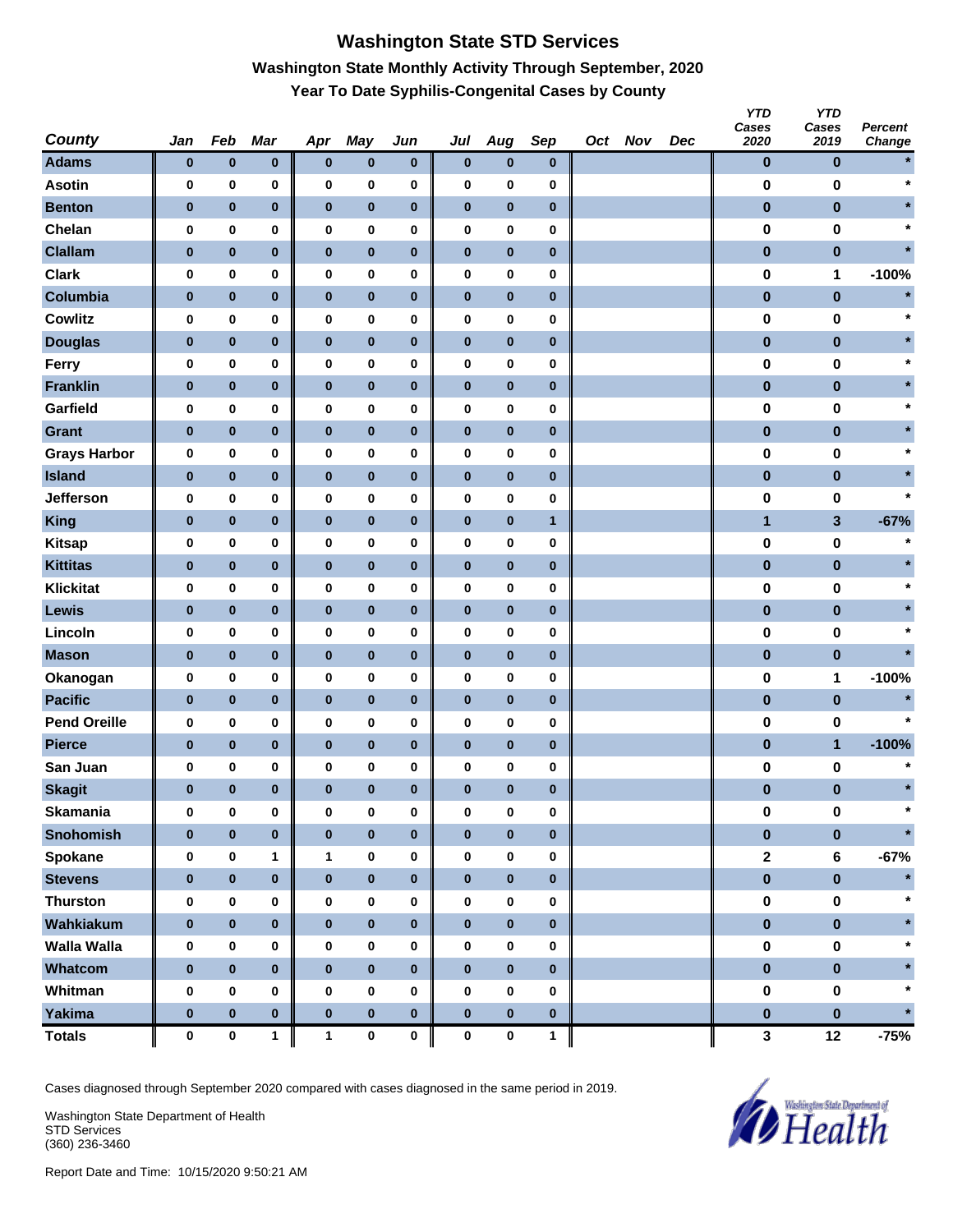# Washington State STD Services

## Washington State Monthly Activity Through September, 2020

### Year To Date Syphilis-Congenital Cases by County

| County | Jan | Feb | Mar | Apr | May | Jun | Jul | Aug | Sep | Oct | Nov | Dec | YTD Cases 2020 | YTD Cases 2019 | Percent Change |
|---|---|---|---|---|---|---|---|---|---|---|---|---|---|---|---|
| Adams | 0 | 0 | 0 | 0 | 0 | 0 | 0 | 0 | 0 | | | | 0 | 0 | * |
| Asotin | 0 | 0 | 0 | 0 | 0 | 0 | 0 | 0 | 0 | | | | 0 | 0 | * |
| Benton | 0 | 0 | 0 | 0 | 0 | 0 | 0 | 0 | 0 | | | | 0 | 0 | * |
| Chelan | 0 | 0 | 0 | 0 | 0 | 0 | 0 | 0 | 0 | | | | 0 | 0 | * |
| Clallam | 0 | 0 | 0 | 0 | 0 | 0 | 0 | 0 | 0 | | | | 0 | 0 | * |
| Clark | 0 | 0 | 0 | 0 | 0 | 0 | 0 | 0 | 0 | | | | 0 | 1 | -100% |
| Columbia | 0 | 0 | 0 | 0 | 0 | 0 | 0 | 0 | 0 | | | | 0 | 0 | * |
| Cowlitz | 0 | 0 | 0 | 0 | 0 | 0 | 0 | 0 | 0 | | | | 0 | 0 | * |
| Douglas | 0 | 0 | 0 | 0 | 0 | 0 | 0 | 0 | 0 | | | | 0 | 0 | * |
| Ferry | 0 | 0 | 0 | 0 | 0 | 0 | 0 | 0 | 0 | | | | 0 | 0 | * |
| Franklin | 0 | 0 | 0 | 0 | 0 | 0 | 0 | 0 | 0 | | | | 0 | 0 | * |
| Garfield | 0 | 0 | 0 | 0 | 0 | 0 | 0 | 0 | 0 | | | | 0 | 0 | * |
| Grant | 0 | 0 | 0 | 0 | 0 | 0 | 0 | 0 | 0 | | | | 0 | 0 | * |
| Grays Harbor | 0 | 0 | 0 | 0 | 0 | 0 | 0 | 0 | 0 | | | | 0 | 0 | * |
| Island | 0 | 0 | 0 | 0 | 0 | 0 | 0 | 0 | 0 | | | | 0 | 0 | * |
| Jefferson | 0 | 0 | 0 | 0 | 0 | 0 | 0 | 0 | 0 | | | | 0 | 0 | * |
| King | 0 | 0 | 0 | 0 | 0 | 0 | 0 | 0 | 1 | | | | 1 | 3 | -67% |
| Kitsap | 0 | 0 | 0 | 0 | 0 | 0 | 0 | 0 | 0 | | | | 0 | 0 | * |
| Kittitas | 0 | 0 | 0 | 0 | 0 | 0 | 0 | 0 | 0 | | | | 0 | 0 | * |
| Klickitat | 0 | 0 | 0 | 0 | 0 | 0 | 0 | 0 | 0 | | | | 0 | 0 | * |
| Lewis | 0 | 0 | 0 | 0 | 0 | 0 | 0 | 0 | 0 | | | | 0 | 0 | * |
| Lincoln | 0 | 0 | 0 | 0 | 0 | 0 | 0 | 0 | 0 | | | | 0 | 0 | * |
| Mason | 0 | 0 | 0 | 0 | 0 | 0 | 0 | 0 | 0 | | | | 0 | 0 | * |
| Okanogan | 0 | 0 | 0 | 0 | 0 | 0 | 0 | 0 | 0 | | | | 0 | 1 | -100% |
| Pacific | 0 | 0 | 0 | 0 | 0 | 0 | 0 | 0 | 0 | | | | 0 | 0 | * |
| Pend Oreille | 0 | 0 | 0 | 0 | 0 | 0 | 0 | 0 | 0 | | | | 0 | 0 | * |
| Pierce | 0 | 0 | 0 | 0 | 0 | 0 | 0 | 0 | 0 | | | | 0 | 1 | -100% |
| San Juan | 0 | 0 | 0 | 0 | 0 | 0 | 0 | 0 | 0 | | | | 0 | 0 | * |
| Skagit | 0 | 0 | 0 | 0 | 0 | 0 | 0 | 0 | 0 | | | | 0 | 0 | * |
| Skamania | 0 | 0 | 0 | 0 | 0 | 0 | 0 | 0 | 0 | | | | 0 | 0 | * |
| Snohomish | 0 | 0 | 0 | 0 | 0 | 0 | 0 | 0 | 0 | | | | 0 | 0 | * |
| Spokane | 0 | 0 | 1 | 1 | 0 | 0 | 0 | 0 | 0 | | | | 2 | 6 | -67% |
| Stevens | 0 | 0 | 0 | 0 | 0 | 0 | 0 | 0 | 0 | | | | 0 | 0 | * |
| Thurston | 0 | 0 | 0 | 0 | 0 | 0 | 0 | 0 | 0 | | | | 0 | 0 | * |
| Wahkiakum | 0 | 0 | 0 | 0 | 0 | 0 | 0 | 0 | 0 | | | | 0 | 0 | * |
| Walla Walla | 0 | 0 | 0 | 0 | 0 | 0 | 0 | 0 | 0 | | | | 0 | 0 | * |
| Whatcom | 0 | 0 | 0 | 0 | 0 | 0 | 0 | 0 | 0 | | | | 0 | 0 | * |
| Whitman | 0 | 0 | 0 | 0 | 0 | 0 | 0 | 0 | 0 | | | | 0 | 0 | * |
| Yakima | 0 | 0 | 0 | 0 | 0 | 0 | 0 | 0 | 0 | | | | 0 | 0 | * |
| Totals | 0 | 0 | 1 | 1 | 0 | 0 | 0 | 0 | 1 | | | | 3 | 12 | -75% |

Cases diagnosed through September 2020 compared with cases diagnosed in the same period in 2019.

Washington State Department of Health
STD Services
(360) 236-3460

Report Date and Time: 10/15/2020 9:50:21 AM